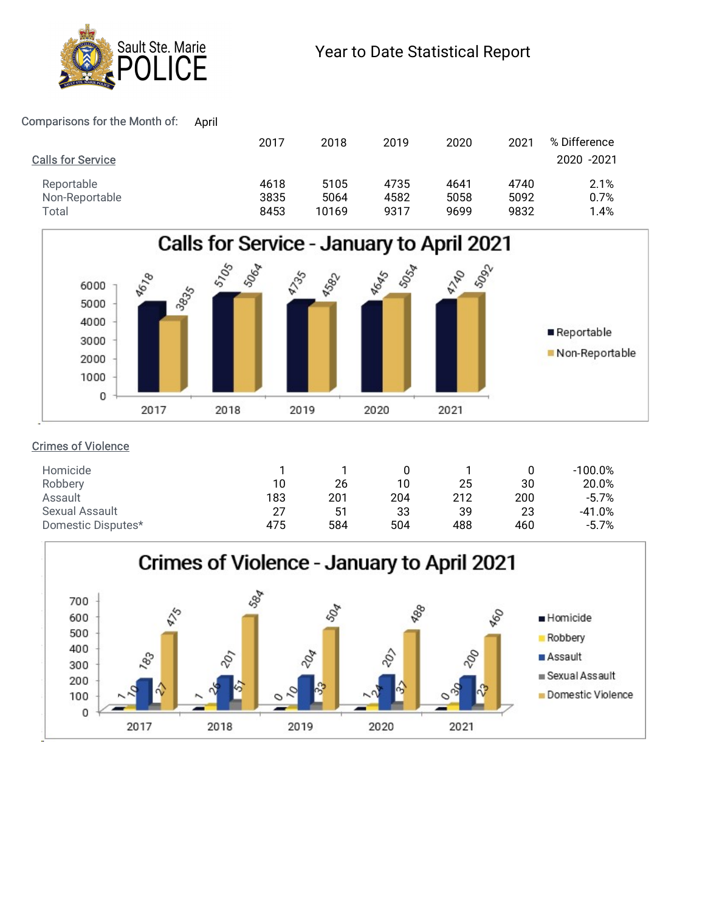Sault Ste. Marie POLICE

# Year to Date Statistical Report

Comparisons for the Month of: April

| | 2017 | 2018 | 2019 | 2020 | 2021 | % Difference 2020 -2021 |
|---|---|---|---|---|---|---|
| **Calls for Service** | | | | | | |
| Reportable | 4618 | 5105 | 4735 | 4641 | 4740 | 2.1% |
| Non-Reportable | 3835 | 5064 | 4582 | 5058 | 5092 | 0.7% |
| Total | 8453 | 10169 | 9317 | 9699 | 9832 | 1.4% |

## Calls for Service - January to April 2021

| | 2017 | 2018 | 2019 | 2020 | 2021 |
|---|---|---|---|---|---|
| Reportable | 4618 | 5105 | 4735 | 4645 | 4740 |
| Non-Reportable | 3835 | 5064 | 4582 | 5054 | 5092 |

| **Crimes of Violence** | 2017 | 2018 | 2019 | 2020 | 2021 | % Difference 2020 -2021 |
|---|---|---|---|---|---|---|
| Homicide | 1 | 1 | 0 | 1 | 0 | -100.0% |
| Robbery | 10 | 26 | 10 | 25 | 30 | 20.0% |
| Assault | 183 | 201 | 204 | 212 | 200 | -5.7% |
| Sexual Assault | 27 | 51 | 33 | 39 | 23 | -41.0% |
| Domestic Disputes* | 475 | 584 | 504 | 488 | 460 | -5.7% |

## Crimes of Violence - January to April 2021

| | 2017 | 2018 | 2019 | 2020 | 2021 |
|---|---|---|---|---|---|
| Homicide | 1 | 1 | 0 | 1 | 0 |
| Robbery | 10 | 26 | 10 | 24 | 30 |
| Assault | 183 | 201 | 204 | 207 | 200 |
| Sexual Assault | 27 | 51 | 33 | 37 | 23 |
| Domestic Violence | 475 | 584 | 504 | 488 | 460 |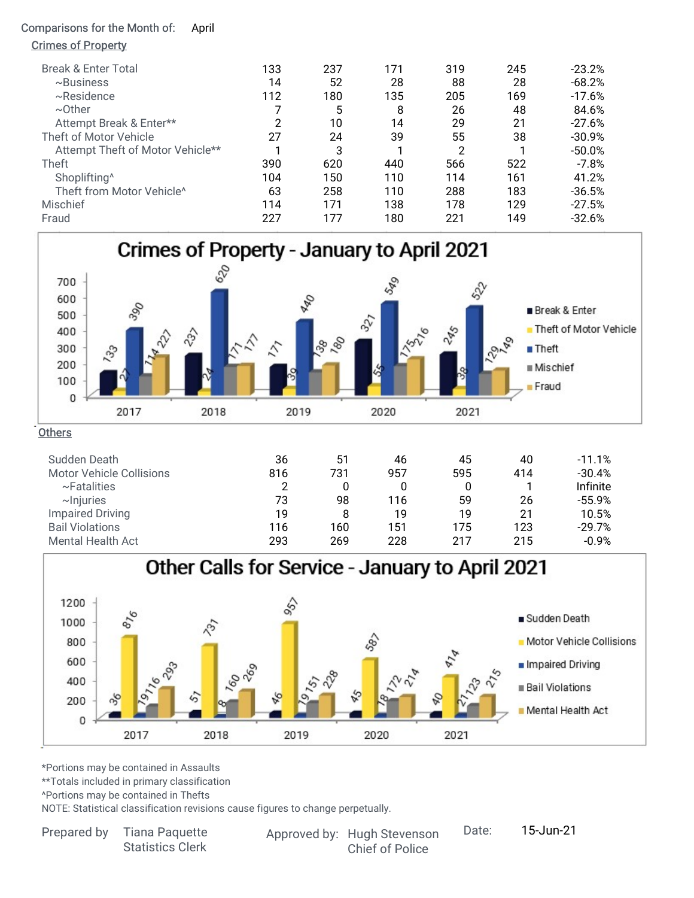Comparisons for the Month of: April

Crimes of Property

| | | | | | | |
|---|---|---|---|---|---|---|
| Break & Enter Total | 133 | 237 | 171 | 319 | 245 | -23.2% |
| ~Business | 14 | 52 | 28 | 88 | 28 | -68.2% |
| ~Residence | 112 | 180 | 135 | 205 | 169 | -17.6% |
| ~Other | 7 | 5 | 8 | 26 | 48 | 84.6% |
| Attempt Break & Enter** | 2 | 10 | 14 | 29 | 21 | -27.6% |
| Theft of Motor Vehicle | 27 | 24 | 39 | 55 | 38 | -30.9% |
| Attempt Theft of Motor Vehicle** | 1 | 3 | 1 | 2 | 1 | -50.0% |
| Theft | 390 | 620 | 440 | 566 | 522 | -7.8% |
| Shoplifting^ | 104 | 150 | 110 | 114 | 161 | 41.2% |
| Theft from Motor Vehicle^ | 63 | 258 | 110 | 288 | 183 | -36.5% |
| Mischief | 114 | 171 | 138 | 178 | 129 | -27.5% |
| Fraud | 227 | 177 | 180 | 221 | 149 | -32.6% |

Crimes of Property - January to April 2021

700
600
500
400
300
200
100
0

2017: 133, 27, 390, 114, 227
2018: 237, 24, 620, 171, 177
2019: 171, 39, 440, 138, 180
2020: 321, 55, 549, 175, 216
2021: 245, 38, 522, 129, 149

Break & Enter
Theft of Motor Vehicle
Theft
Mischief
Fraud

Others

| | | | | | | |
|---|---|---|---|---|---|---|
| Sudden Death | 36 | 51 | 46 | 45 | 40 | -11.1% |
| Motor Vehicle Collisions | 816 | 731 | 957 | 595 | 414 | -30.4% |
| ~Fatalities | 2 | 0 | 0 | 0 | 1 | Infinite |
| ~Injuries | 73 | 98 | 116 | 59 | 26 | -55.9% |
| Impaired Driving | 19 | 8 | 19 | 19 | 21 | 10.5% |
| Bail Violations | 116 | 160 | 151 | 175 | 123 | -29.7% |
| Mental Health Act | 293 | 269 | 228 | 217 | 215 | -0.9% |

Other Calls for Service - January to April 2021

1200
1000
800
600
400
200
0

2017: 36, 816, 19, 116, 293
2018: 51, 731, 8, 160, 269
2019: 46, 957, 19, 151, 228
2020: 45, 587, 18, 172, 214
2021: 40, 414, 21, 123, 215

Sudden Death
Motor Vehicle Collisions
Impaired Driving
Bail Violations
Mental Health Act

*Portions may be contained in Assaults
**Totals included in primary classification
^Portions may be contained in Thefts
NOTE: Statistical classification revisions cause figures to change perpetually.

Prepared by Tiana Paquette
Statistics Clerk

Approved by: Hugh Stevenson
Chief of Police

Date: 15-Jun-21